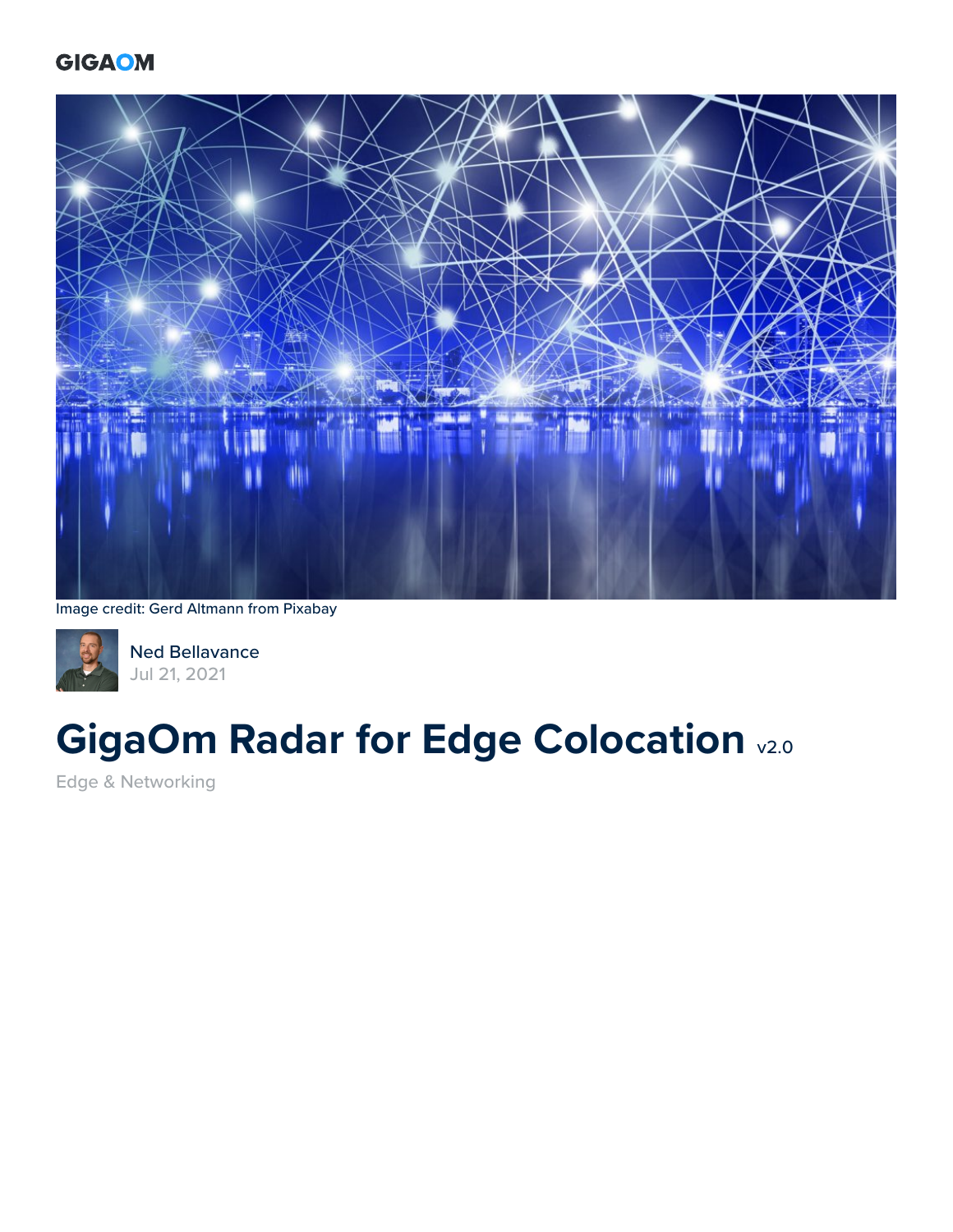GIGAOM

Image credit: Gerd Altmann from Pixabay

Ned Bellavance
Jul 21, 2021

# GigaOm Radar for Edge Colocation v2.0

Edge & Networking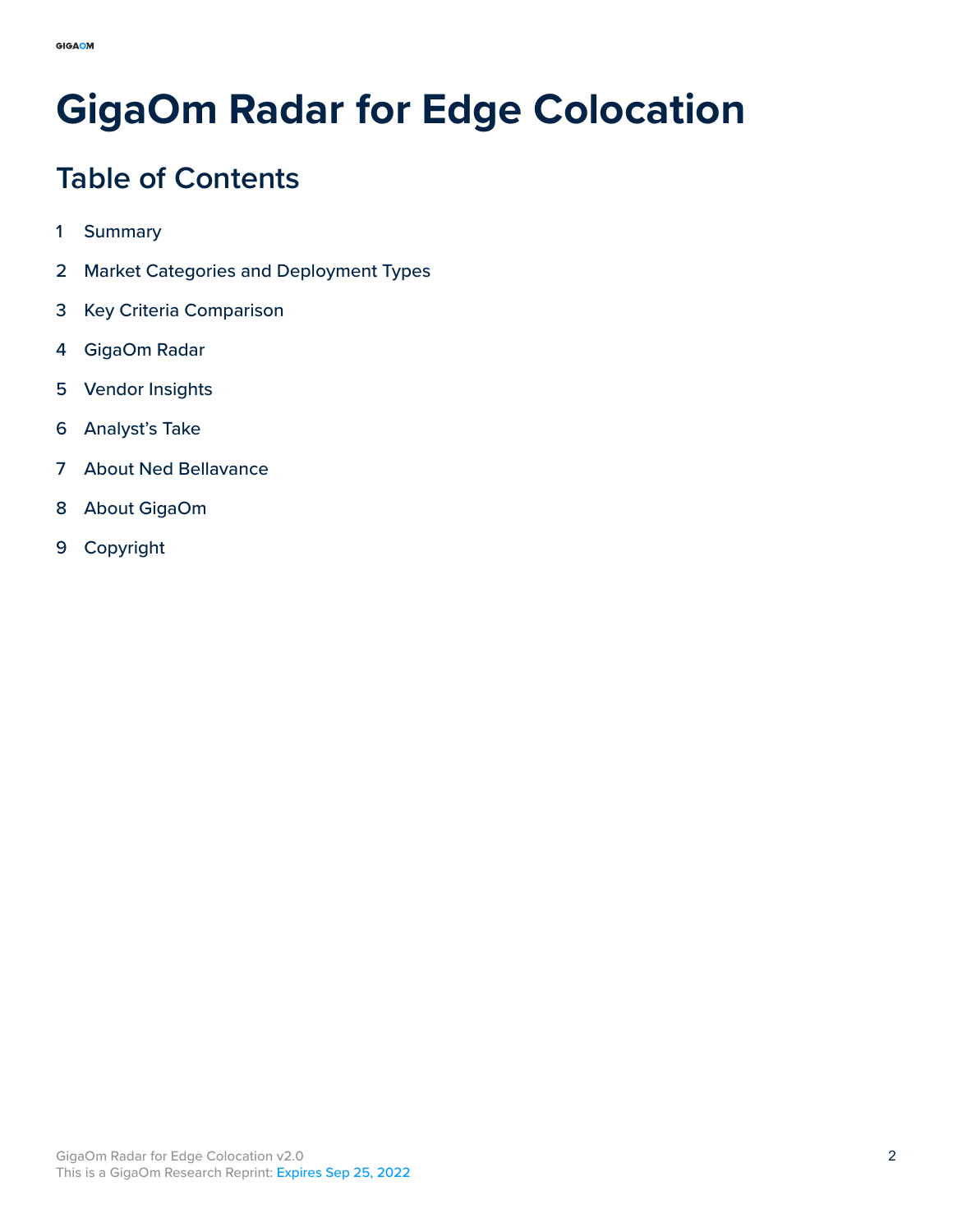# GigaOm Radar for Edge Colocation

## Table of Contents

1 Summary

2 Market Categories and Deployment Types

3 Key Criteria Comparison

4 GigaOm Radar

5 Vendor Insights

6 Analyst's Take

7 About Ned Bellavance

8 About GigaOm

9 Copyright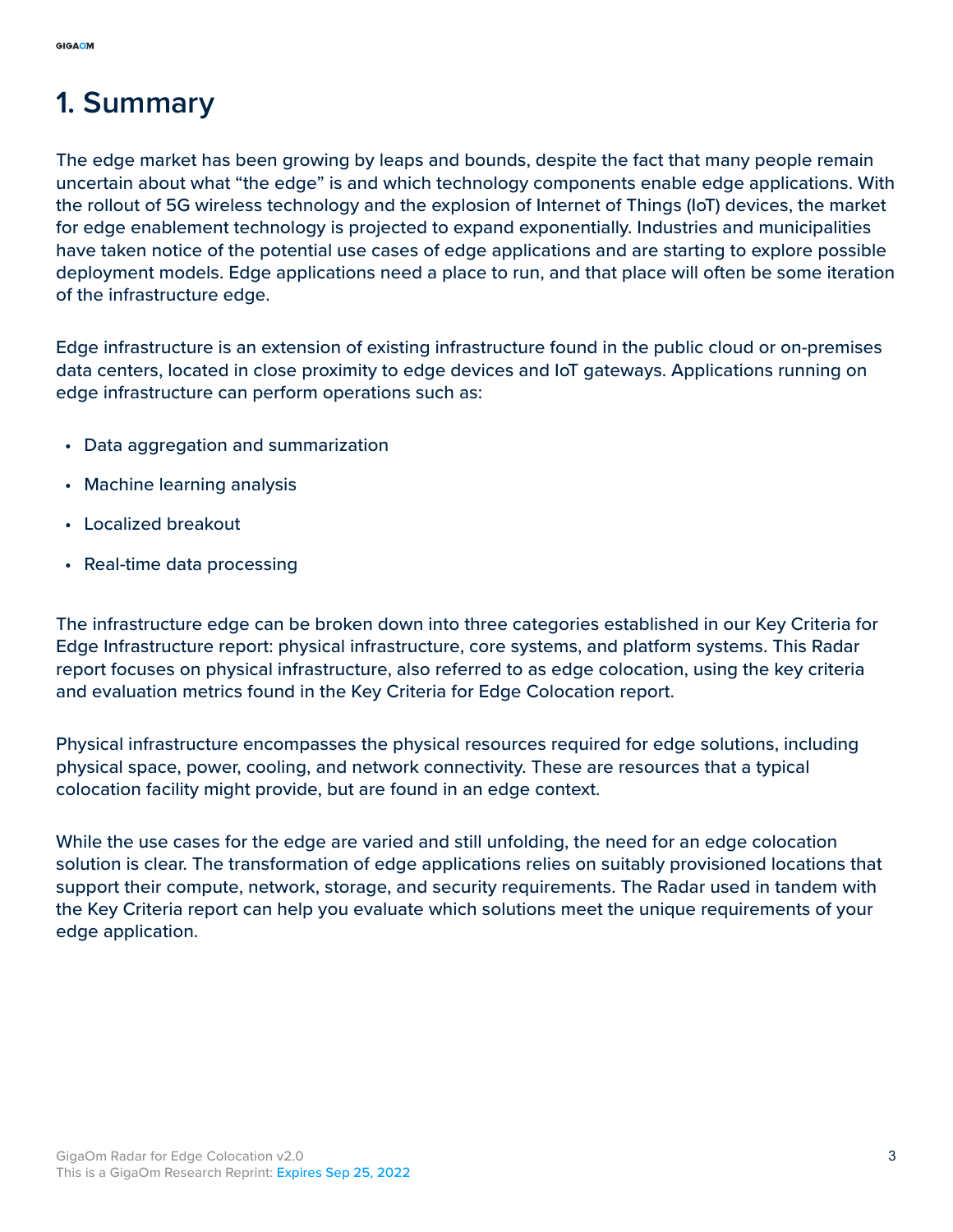# 1. Summary

The edge market has been growing by leaps and bounds, despite the fact that many people remain uncertain about what “the edge” is and which technology components enable edge applications. With the rollout of 5G wireless technology and the explosion of Internet of Things (IoT) devices, the market for edge enablement technology is projected to expand exponentially. Industries and municipalities have taken notice of the potential use cases of edge applications and are starting to explore possible deployment models. Edge applications need a place to run, and that place will often be some iteration of the infrastructure edge.

Edge infrastructure is an extension of existing infrastructure found in the public cloud or on-premises data centers, located in close proximity to edge devices and IoT gateways. Applications running on edge infrastructure can perform operations such as:

- Data aggregation and summarization
- Machine learning analysis
- Localized breakout
- Real-time data processing

The infrastructure edge can be broken down into three categories established in our Key Criteria for Edge Infrastructure report: physical infrastructure, core systems, and platform systems. This Radar report focuses on physical infrastructure, also referred to as edge colocation, using the key criteria and evaluation metrics found in the Key Criteria for Edge Colocation report.

Physical infrastructure encompasses the physical resources required for edge solutions, including physical space, power, cooling, and network connectivity. These are resources that a typical colocation facility might provide, but are found in an edge context.

While the use cases for the edge are varied and still unfolding, the need for an edge colocation solution is clear. The transformation of edge applications relies on suitably provisioned locations that support their compute, network, storage, and security requirements. The Radar used in tandem with the Key Criteria report can help you evaluate which solutions meet the unique requirements of your edge application.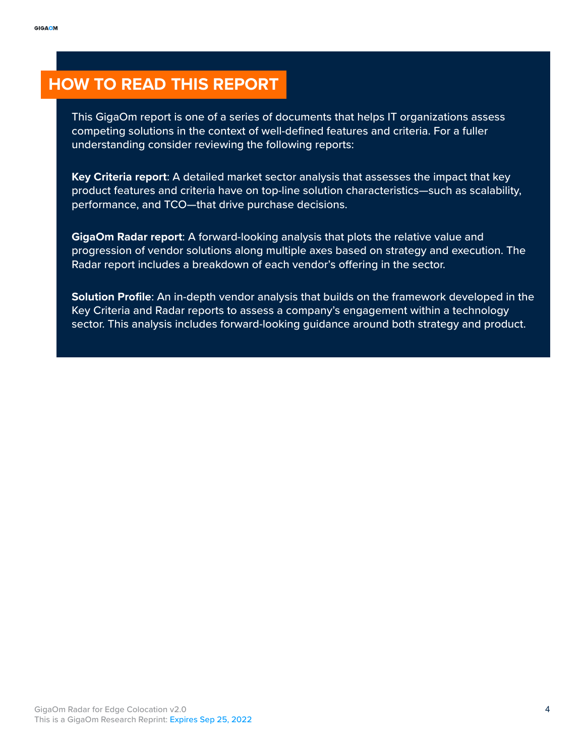# HOW TO READ THIS REPORT

This GigaOm report is one of a series of documents that helps IT organizations assess competing solutions in the context of well-defined features and criteria. For a fuller understanding consider reviewing the following reports:

**Key Criteria report**: A detailed market sector analysis that assesses the impact that key product features and criteria have on top-line solution characteristics—such as scalability, performance, and TCO—that drive purchase decisions.

**GigaOm Radar report**: A forward-looking analysis that plots the relative value and progression of vendor solutions along multiple axes based on strategy and execution. The Radar report includes a breakdown of each vendor's offering in the sector.

**Solution Profile**: An in-depth vendor analysis that builds on the framework developed in the Key Criteria and Radar reports to assess a company's engagement within a technology sector. This analysis includes forward-looking guidance around both strategy and product.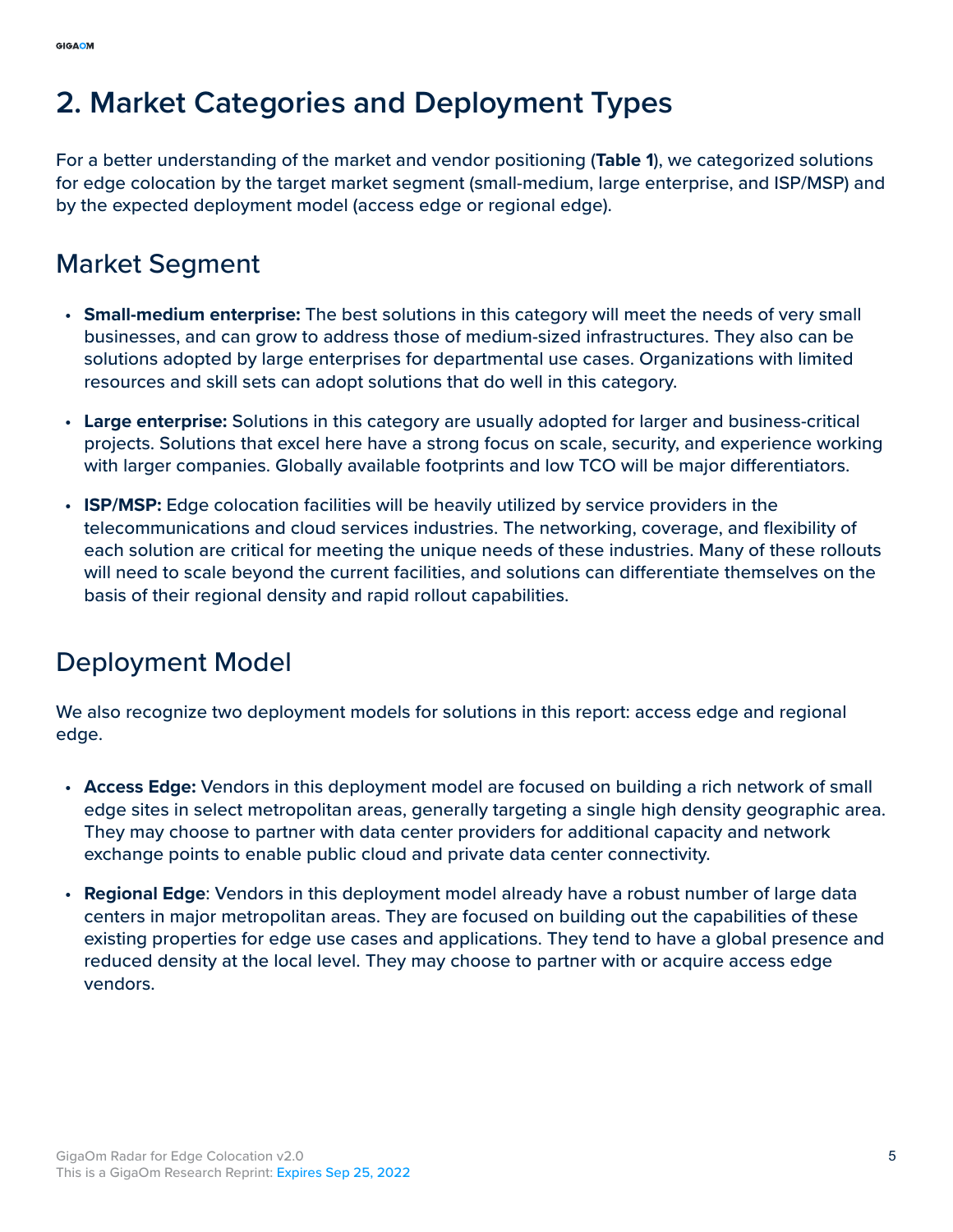# 2. Market Categories and Deployment Types

For a better understanding of the market and vendor positioning (**Table 1**), we categorized solutions for edge colocation by the target market segment (small-medium, large enterprise, and ISP/MSP) and by the expected deployment model (access edge or regional edge).

## Market Segment

- **Small-medium enterprise:** The best solutions in this category will meet the needs of very small businesses, and can grow to address those of medium-sized infrastructures. They also can be solutions adopted by large enterprises for departmental use cases. Organizations with limited resources and skill sets can adopt solutions that do well in this category.
- **Large enterprise:** Solutions in this category are usually adopted for larger and business-critical projects. Solutions that excel here have a strong focus on scale, security, and experience working with larger companies. Globally available footprints and low TCO will be major differentiators.
- **ISP/MSP:** Edge colocation facilities will be heavily utilized by service providers in the telecommunications and cloud services industries. The networking, coverage, and flexibility of each solution are critical for meeting the unique needs of these industries. Many of these rollouts will need to scale beyond the current facilities, and solutions can differentiate themselves on the basis of their regional density and rapid rollout capabilities.

## Deployment Model

We also recognize two deployment models for solutions in this report: access edge and regional edge.

- **Access Edge:** Vendors in this deployment model are focused on building a rich network of small edge sites in select metropolitan areas, generally targeting a single high density geographic area. They may choose to partner with data center providers for additional capacity and network exchange points to enable public cloud and private data center connectivity.
- **Regional Edge**: Vendors in this deployment model already have a robust number of large data centers in major metropolitan areas. They are focused on building out the capabilities of these existing properties for edge use cases and applications. They tend to have a global presence and reduced density at the local level. They may choose to partner with or acquire access edge vendors.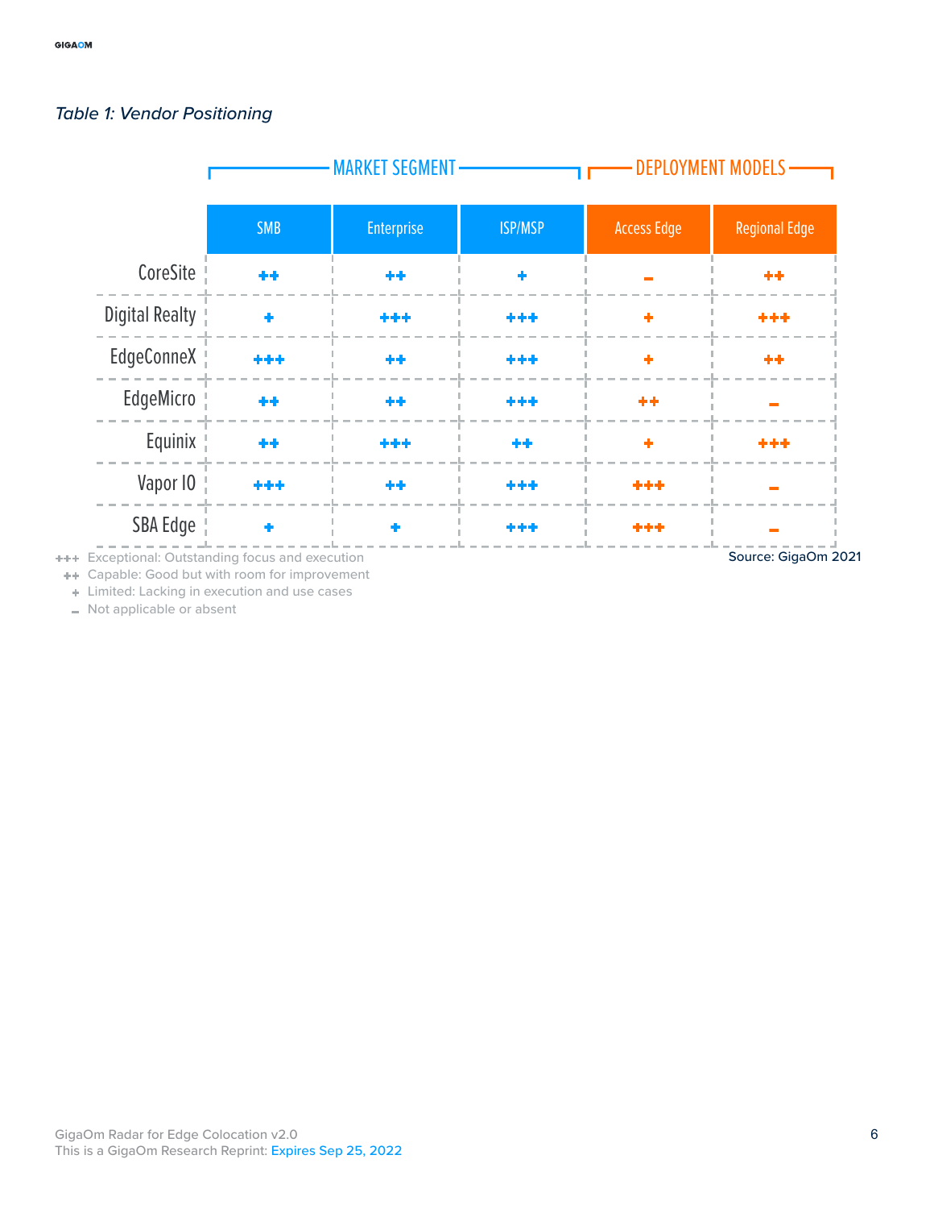*Table 1: Vendor Positioning*

| | MARKET SEGMENT | | | DEPLOYMENT MODELS | |
|---|---|---|---|---|---|
| | SMB | Enterprise | ISP/MSP | Access Edge | Regional Edge |
| CoreSite | ++ | ++ | + | - | ++ |
| Digital Realty | + | +++ | +++ | + | +++ |
| EdgeConneX | +++ | ++ | +++ | + | ++ |
| EdgeMicro | ++ | ++ | +++ | ++ | - |
| Equinix | ++ | +++ | ++ | + | +++ |
| Vapor IO | +++ | ++ | +++ | +++ | - |
| SBA Edge | + | + | +++ | +++ | - |

+++ Exceptional: Outstanding focus and execution
++ Capable: Good but with room for improvement
+ Limited: Lacking in execution and use cases
- Not applicable or absent

Source: GigaOm 2021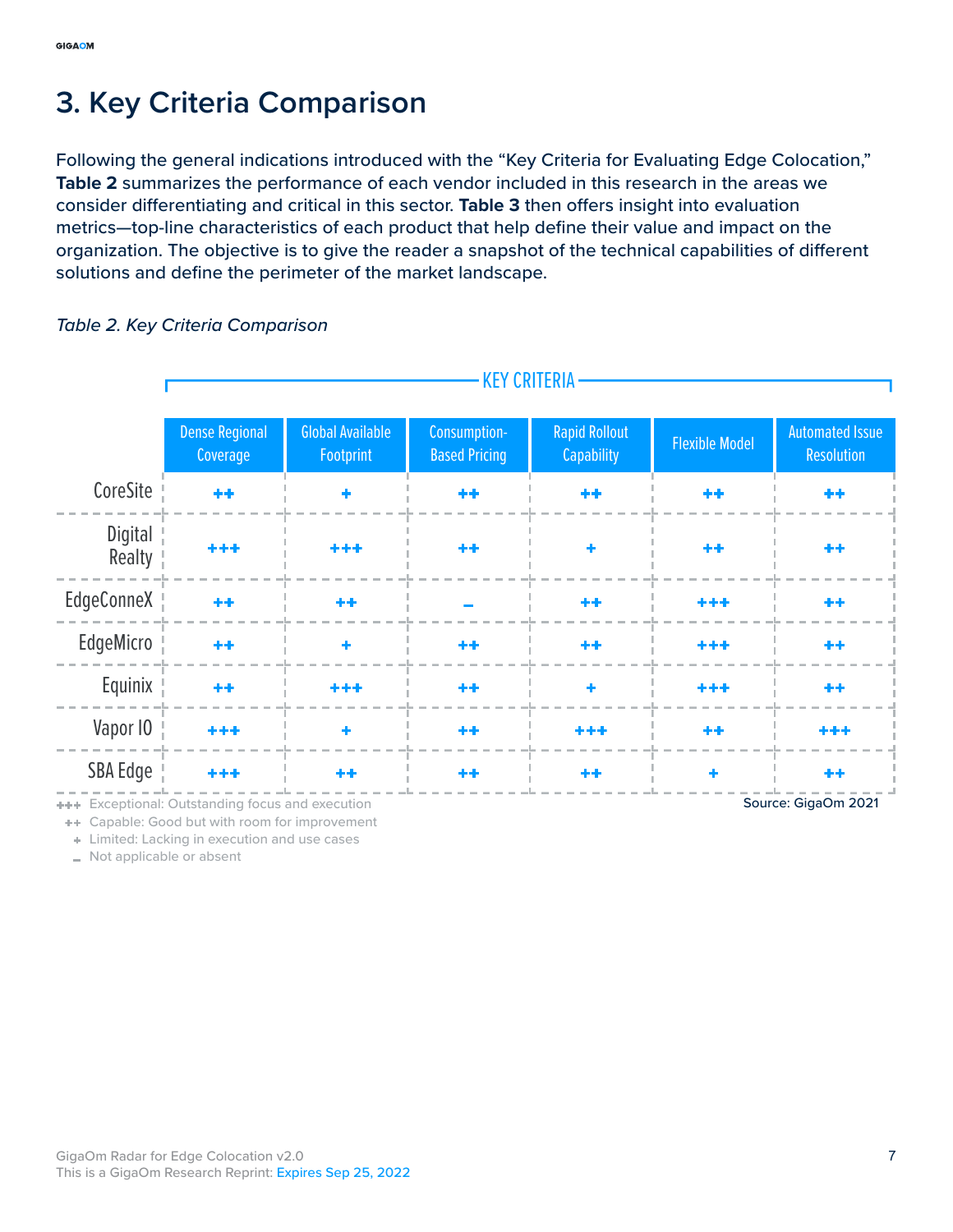# 3. Key Criteria Comparison

Following the general indications introduced with the "Key Criteria for Evaluating Edge Colocation," **Table 2** summarizes the performance of each vendor included in this research in the areas we consider differentiating and critical in this sector. **Table 3** then offers insight into evaluation metrics—top-line characteristics of each product that help define their value and impact on the organization. The objective is to give the reader a snapshot of the technical capabilities of different solutions and define the perimeter of the market landscape.

*Table 2. Key Criteria Comparison*

| | KEY CRITERIA | | | | | |
|---|---|---|---|---|---|---|
| | Dense Regional Coverage | Global Available Footprint | Consumption-Based Pricing | Rapid Rollout Capability | Flexible Model | Automated Issue Resolution |
| CoreSite | ++ | + | ++ | ++ | ++ | ++ |
| Digital Realty | +++ | +++ | ++ | + | ++ | ++ |
| EdgeConneX | ++ | ++ | – | ++ | +++ | ++ |
| EdgeMicro | ++ | + | ++ | ++ | +++ | ++ |
| Equinix | ++ | +++ | ++ | + | +++ | ++ |
| Vapor IO | +++ | + | ++ | +++ | ++ | +++ |
| SBA Edge | +++ | ++ | ++ | ++ | + | ++ |

+++ Exceptional: Outstanding focus and execution
++ Capable: Good but with room for improvement
+ Limited: Lacking in execution and use cases
– Not applicable or absent

Source: GigaOm 2021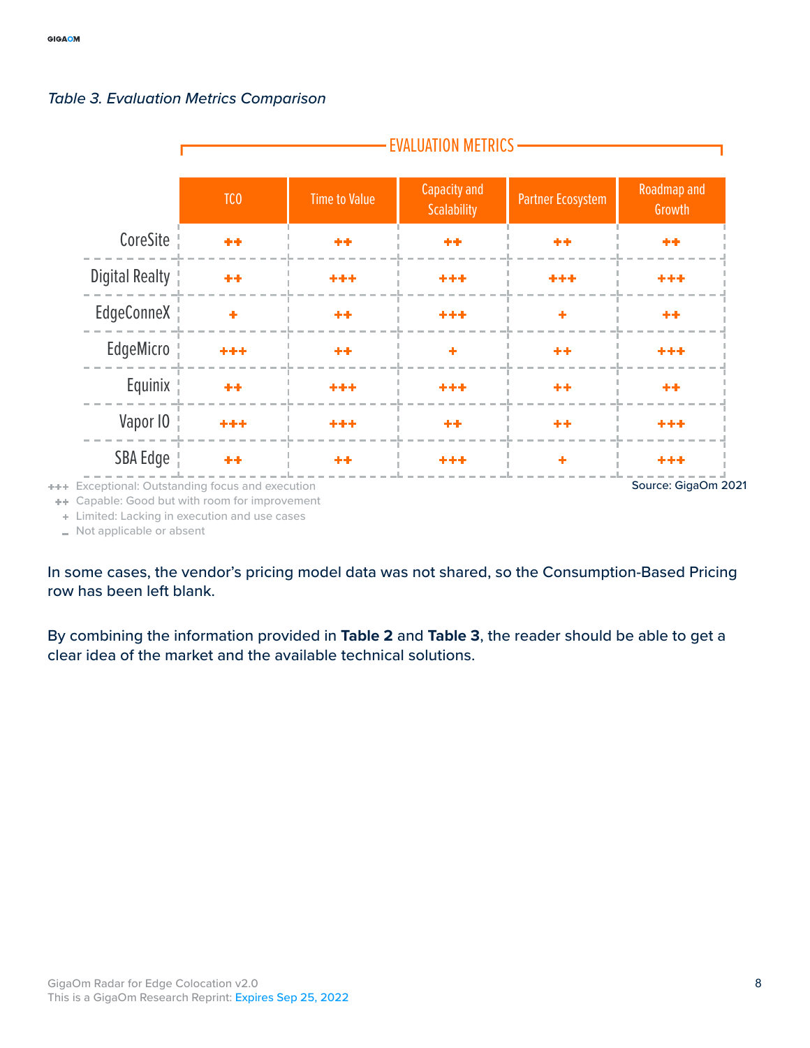*Table 3. Evaluation Metrics Comparison*

| | EVALUATION METRICS | | | | |
|---|---|---|---|---|---|
| | TCO | Time to Value | Capacity and Scalability | Partner Ecosystem | Roadmap and Growth |
| CoreSite | ++ | ++ | ++ | ++ | ++ |
| Digital Realty | ++ | +++ | +++ | +++ | +++ |
| EdgeConneX | + | ++ | +++ | + | ++ |
| EdgeMicro | +++ | ++ | + | ++ | +++ |
| Equinix | ++ | +++ | +++ | ++ | ++ |
| Vapor IO | +++ | +++ | ++ | ++ | +++ |
| SBA Edge | ++ | ++ | +++ | + | +++ |

+++ Exceptional: Outstanding focus and execution
++ Capable: Good but with room for improvement
+ Limited: Lacking in execution and use cases
– Not applicable or absent

Source: GigaOm 2021

In some cases, the vendor's pricing model data was not shared, so the Consumption-Based Pricing row has been left blank.

By combining the information provided in **Table 2** and **Table 3**, the reader should be able to get a clear idea of the market and the available technical solutions.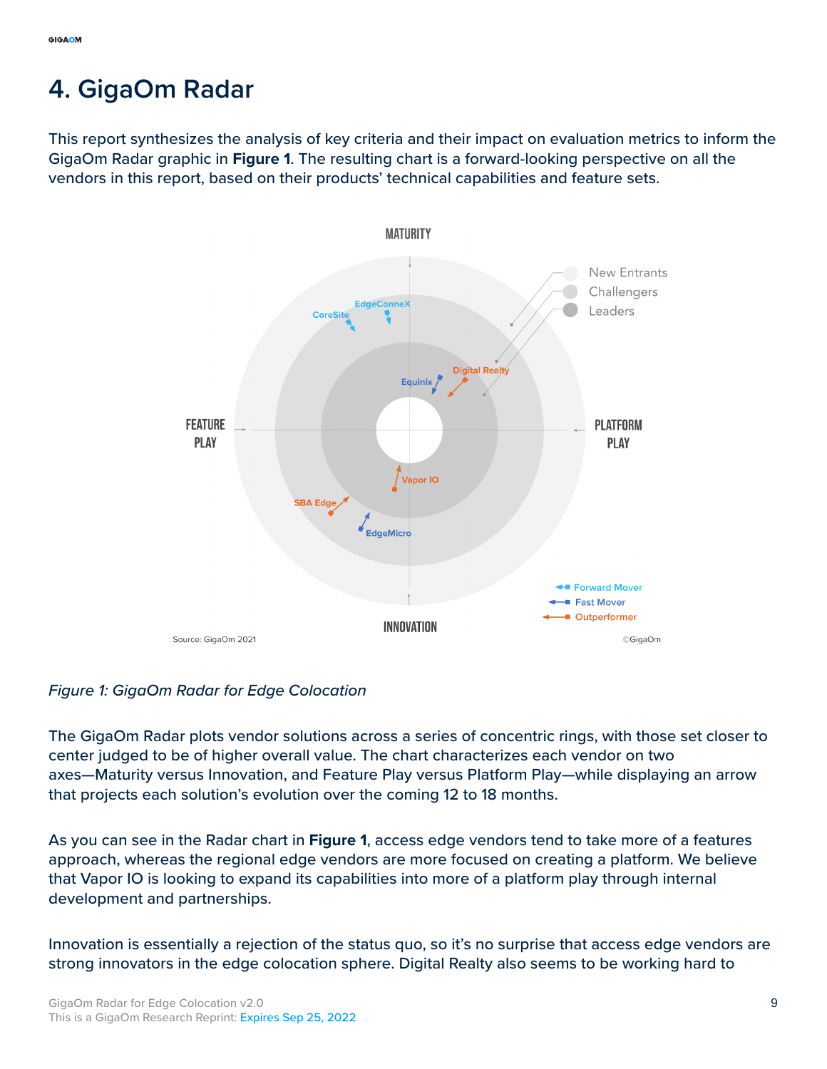# 4. GigaOm Radar

This report synthesizes the analysis of key criteria and their impact on evaluation metrics to inform the GigaOm Radar graphic in **Figure 1**. The resulting chart is a forward-looking perspective on all the vendors in this report, based on their products' technical capabilities and feature sets.

*Figure 1: GigaOm Radar for Edge Colocation*

The GigaOm Radar plots vendor solutions across a series of concentric rings, with those set closer to center judged to be of higher overall value. The chart characterizes each vendor on two axes—Maturity versus Innovation, and Feature Play versus Platform Play—while displaying an arrow that projects each solution's evolution over the coming 12 to 18 months.

As you can see in the Radar chart in **Figure 1**, access edge vendors tend to take more of a features approach, whereas the regional edge vendors are more focused on creating a platform. We believe that Vapor IO is looking to expand its capabilities into more of a platform play through internal development and partnerships.

Innovation is essentially a rejection of the status quo, so it's no surprise that access edge vendors are strong innovators in the edge colocation sphere. Digital Realty also seems to be working hard to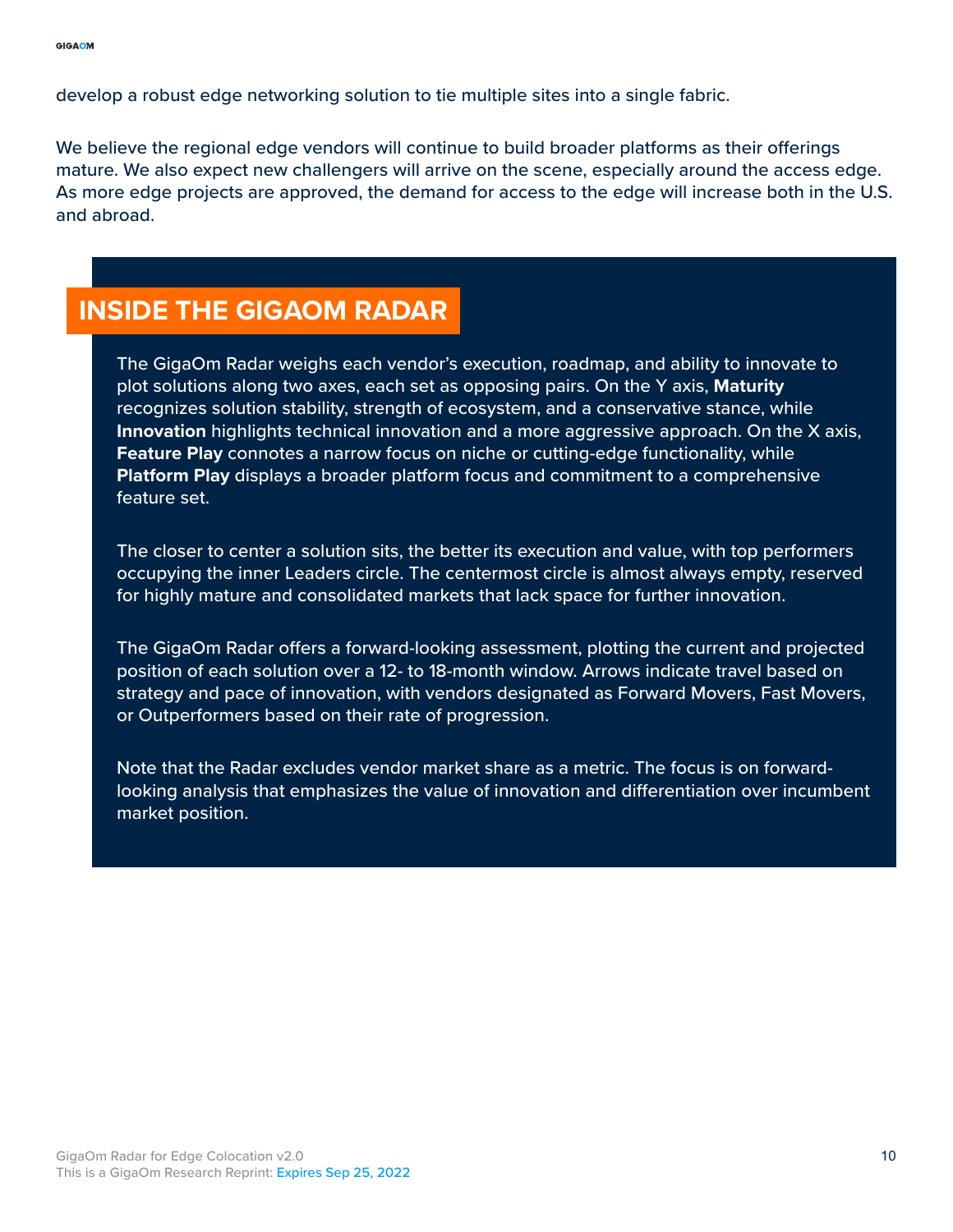develop a robust edge networking solution to tie multiple sites into a single fabric.

We believe the regional edge vendors will continue to build broader platforms as their offerings mature. We also expect new challengers will arrive on the scene, especially around the access edge. As more edge projects are approved, the demand for access to the edge will increase both in the U.S. and abroad.

## INSIDE THE GIGAOM RADAR

The GigaOm Radar weighs each vendor's execution, roadmap, and ability to innovate to plot solutions along two axes, each set as opposing pairs. On the Y axis, **Maturity** recognizes solution stability, strength of ecosystem, and a conservative stance, while **Innovation** highlights technical innovation and a more aggressive approach. On the X axis, **Feature Play** connotes a narrow focus on niche or cutting-edge functionality, while **Platform Play** displays a broader platform focus and commitment to a comprehensive feature set.

The closer to center a solution sits, the better its execution and value, with top performers occupying the inner Leaders circle. The centermost circle is almost always empty, reserved for highly mature and consolidated markets that lack space for further innovation.

The GigaOm Radar offers a forward-looking assessment, plotting the current and projected position of each solution over a 12- to 18-month window. Arrows indicate travel based on strategy and pace of innovation, with vendors designated as Forward Movers, Fast Movers, or Outperformers based on their rate of progression.

Note that the Radar excludes vendor market share as a metric. The focus is on forward-looking analysis that emphasizes the value of innovation and differentiation over incumbent market position.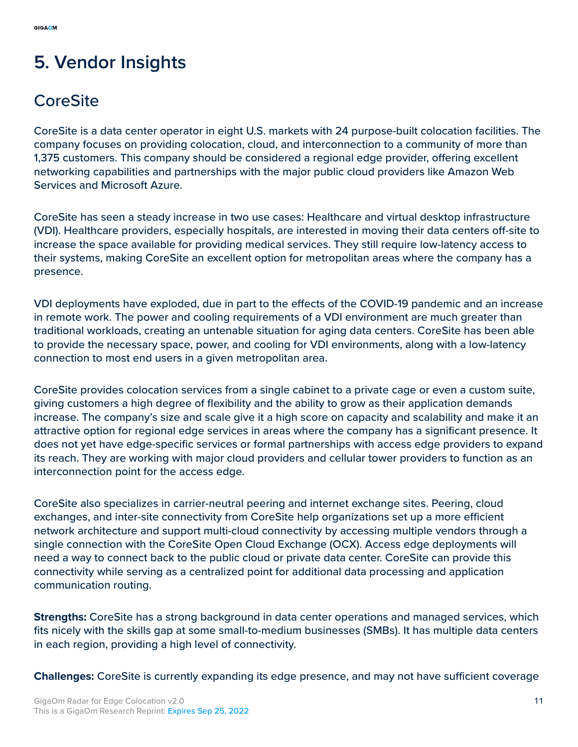# 5. Vendor Insights

## CoreSite

CoreSite is a data center operator in eight U.S. markets with 24 purpose-built colocation facilities. The company focuses on providing colocation, cloud, and interconnection to a community of more than 1,375 customers. This company should be considered a regional edge provider, offering excellent networking capabilities and partnerships with the major public cloud providers like Amazon Web Services and Microsoft Azure.

CoreSite has seen a steady increase in two use cases: Healthcare and virtual desktop infrastructure (VDI). Healthcare providers, especially hospitals, are interested in moving their data centers off-site to increase the space available for providing medical services. They still require low-latency access to their systems, making CoreSite an excellent option for metropolitan areas where the company has a presence.

VDI deployments have exploded, due in part to the effects of the COVID-19 pandemic and an increase in remote work. The power and cooling requirements of a VDI environment are much greater than traditional workloads, creating an untenable situation for aging data centers. CoreSite has been able to provide the necessary space, power, and cooling for VDI environments, along with a low-latency connection to most end users in a given metropolitan area.

CoreSite provides colocation services from a single cabinet to a private cage or even a custom suite, giving customers a high degree of flexibility and the ability to grow as their application demands increase. The company's size and scale give it a high score on capacity and scalability and make it an attractive option for regional edge services in areas where the company has a significant presence. It does not yet have edge-specific services or formal partnerships with access edge providers to expand its reach. They are working with major cloud providers and cellular tower providers to function as an interconnection point for the access edge.

CoreSite also specializes in carrier-neutral peering and internet exchange sites. Peering, cloud exchanges, and inter-site connectivity from CoreSite help organizations set up a more efficient network architecture and support multi-cloud connectivity by accessing multiple vendors through a single connection with the CoreSite Open Cloud Exchange (OCX). Access edge deployments will need a way to connect back to the public cloud or private data center. CoreSite can provide this connectivity while serving as a centralized point for additional data processing and application communication routing.

**Strengths:** CoreSite has a strong background in data center operations and managed services, which fits nicely with the skills gap at some small-to-medium businesses (SMBs). It has multiple data centers in each region, providing a high level of connectivity.

**Challenges:** CoreSite is currently expanding its edge presence, and may not have sufficient coverage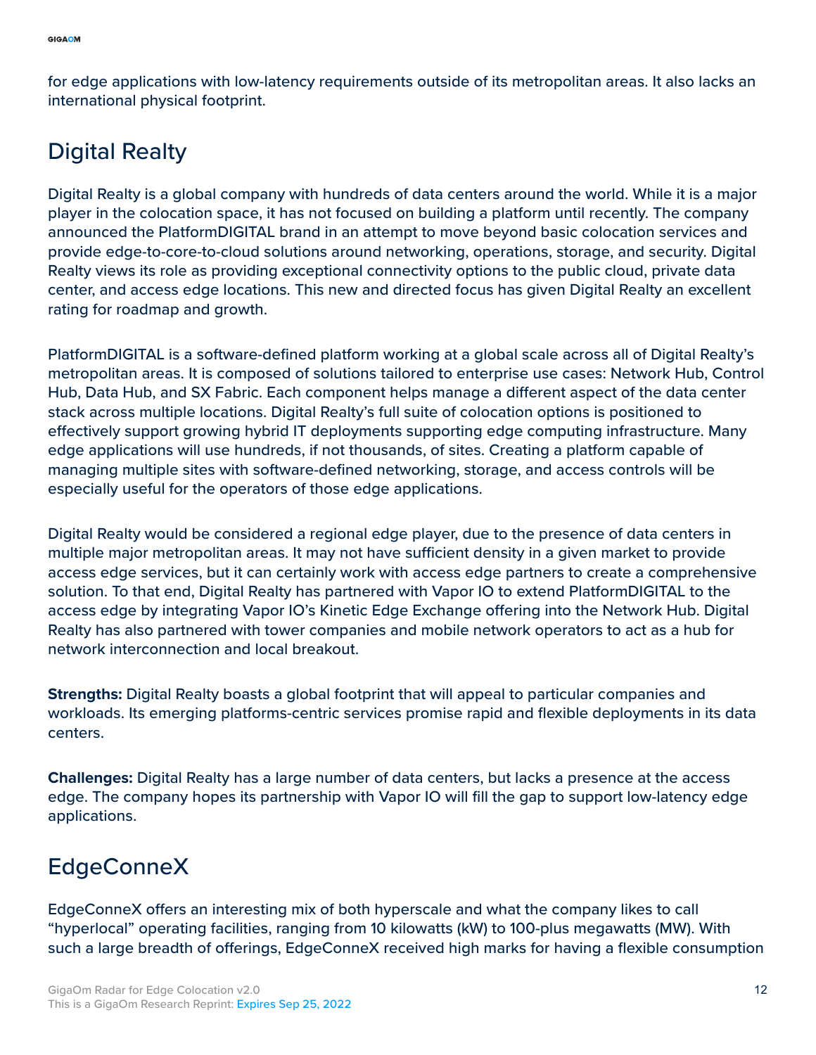for edge applications with low-latency requirements outside of its metropolitan areas. It also lacks an international physical footprint.

## Digital Realty

Digital Realty is a global company with hundreds of data centers around the world. While it is a major player in the colocation space, it has not focused on building a platform until recently. The company announced the PlatformDIGITAL brand in an attempt to move beyond basic colocation services and provide edge-to-core-to-cloud solutions around networking, operations, storage, and security. Digital Realty views its role as providing exceptional connectivity options to the public cloud, private data center, and access edge locations. This new and directed focus has given Digital Realty an excellent rating for roadmap and growth.

PlatformDIGITAL is a software-defined platform working at a global scale across all of Digital Realty's metropolitan areas. It is composed of solutions tailored to enterprise use cases: Network Hub, Control Hub, Data Hub, and SX Fabric. Each component helps manage a different aspect of the data center stack across multiple locations. Digital Realty's full suite of colocation options is positioned to effectively support growing hybrid IT deployments supporting edge computing infrastructure. Many edge applications will use hundreds, if not thousands, of sites. Creating a platform capable of managing multiple sites with software-defined networking, storage, and access controls will be especially useful for the operators of those edge applications.

Digital Realty would be considered a regional edge player, due to the presence of data centers in multiple major metropolitan areas. It may not have sufficient density in a given market to provide access edge services, but it can certainly work with access edge partners to create a comprehensive solution. To that end, Digital Realty has partnered with Vapor IO to extend PlatformDIGITAL to the access edge by integrating Vapor IO's Kinetic Edge Exchange offering into the Network Hub. Digital Realty has also partnered with tower companies and mobile network operators to act as a hub for network interconnection and local breakout.

**Strengths:** Digital Realty boasts a global footprint that will appeal to particular companies and workloads. Its emerging platforms-centric services promise rapid and flexible deployments in its data centers.

**Challenges:** Digital Realty has a large number of data centers, but lacks a presence at the access edge. The company hopes its partnership with Vapor IO will fill the gap to support low-latency edge applications.

## EdgeConneX

EdgeConneX offers an interesting mix of both hyperscale and what the company likes to call "hyperlocal" operating facilities, ranging from 10 kilowatts (kW) to 100-plus megawatts (MW). With such a large breadth of offerings, EdgeConneX received high marks for having a flexible consumption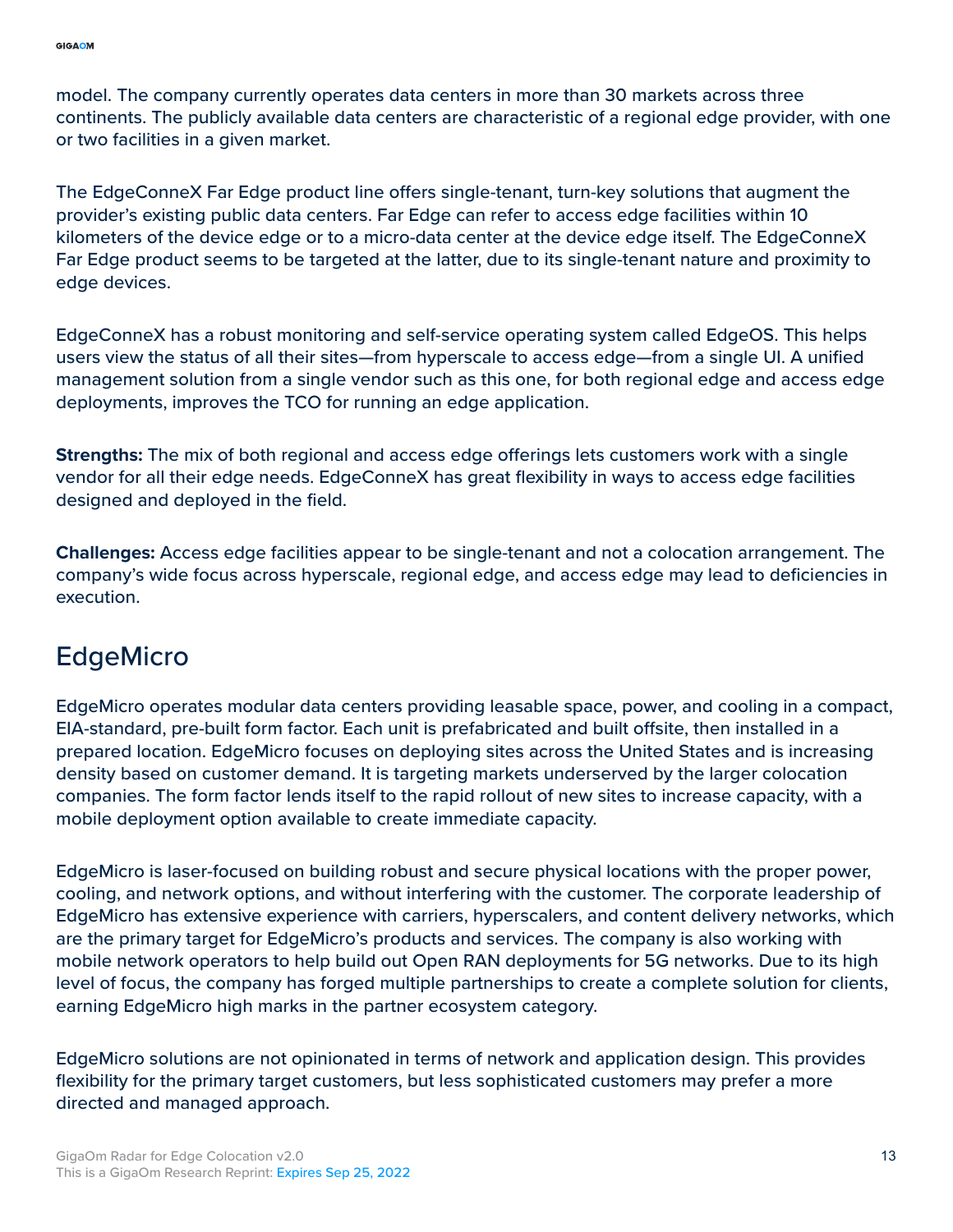model. The company currently operates data centers in more than 30 markets across three continents. The publicly available data centers are characteristic of a regional edge provider, with one or two facilities in a given market.

The EdgeConneX Far Edge product line offers single-tenant, turn-key solutions that augment the provider's existing public data centers. Far Edge can refer to access edge facilities within 10 kilometers of the device edge or to a micro-data center at the device edge itself. The EdgeConneX Far Edge product seems to be targeted at the latter, due to its single-tenant nature and proximity to edge devices.

EdgeConneX has a robust monitoring and self-service operating system called EdgeOS. This helps users view the status of all their sites—from hyperscale to access edge—from a single UI. A unified management solution from a single vendor such as this one, for both regional edge and access edge deployments, improves the TCO for running an edge application.

**Strengths:** The mix of both regional and access edge offerings lets customers work with a single vendor for all their edge needs. EdgeConneX has great flexibility in ways to access edge facilities designed and deployed in the field.

**Challenges:** Access edge facilities appear to be single-tenant and not a colocation arrangement. The company's wide focus across hyperscale, regional edge, and access edge may lead to deficiencies in execution.

## EdgeMicro

EdgeMicro operates modular data centers providing leasable space, power, and cooling in a compact, EIA-standard, pre-built form factor. Each unit is prefabricated and built offsite, then installed in a prepared location. EdgeMicro focuses on deploying sites across the United States and is increasing density based on customer demand. It is targeting markets underserved by the larger colocation companies. The form factor lends itself to the rapid rollout of new sites to increase capacity, with a mobile deployment option available to create immediate capacity.

EdgeMicro is laser-focused on building robust and secure physical locations with the proper power, cooling, and network options, and without interfering with the customer. The corporate leadership of EdgeMicro has extensive experience with carriers, hyperscalers, and content delivery networks, which are the primary target for EdgeMicro's products and services. The company is also working with mobile network operators to help build out Open RAN deployments for 5G networks. Due to its high level of focus, the company has forged multiple partnerships to create a complete solution for clients, earning EdgeMicro high marks in the partner ecosystem category.

EdgeMicro solutions are not opinionated in terms of network and application design. This provides flexibility for the primary target customers, but less sophisticated customers may prefer a more directed and managed approach.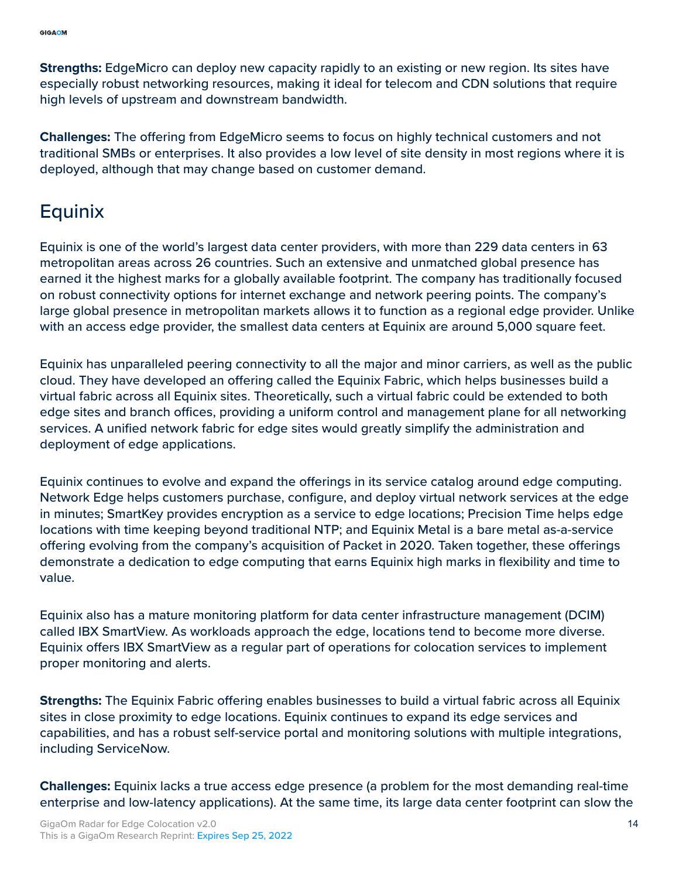**Strengths:** EdgeMicro can deploy new capacity rapidly to an existing or new region. Its sites have especially robust networking resources, making it ideal for telecom and CDN solutions that require high levels of upstream and downstream bandwidth.

**Challenges:** The offering from EdgeMicro seems to focus on highly technical customers and not traditional SMBs or enterprises. It also provides a low level of site density in most regions where it is deployed, although that may change based on customer demand.

## Equinix

Equinix is one of the world's largest data center providers, with more than 229 data centers in 63 metropolitan areas across 26 countries. Such an extensive and unmatched global presence has earned it the highest marks for a globally available footprint. The company has traditionally focused on robust connectivity options for internet exchange and network peering points. The company's large global presence in metropolitan markets allows it to function as a regional edge provider. Unlike with an access edge provider, the smallest data centers at Equinix are around 5,000 square feet.

Equinix has unparalleled peering connectivity to all the major and minor carriers, as well as the public cloud. They have developed an offering called the Equinix Fabric, which helps businesses build a virtual fabric across all Equinix sites. Theoretically, such a virtual fabric could be extended to both edge sites and branch offices, providing a uniform control and management plane for all networking services. A unified network fabric for edge sites would greatly simplify the administration and deployment of edge applications.

Equinix continues to evolve and expand the offerings in its service catalog around edge computing. Network Edge helps customers purchase, configure, and deploy virtual network services at the edge in minutes; SmartKey provides encryption as a service to edge locations; Precision Time helps edge locations with time keeping beyond traditional NTP; and Equinix Metal is a bare metal as-a-service offering evolving from the company's acquisition of Packet in 2020. Taken together, these offerings demonstrate a dedication to edge computing that earns Equinix high marks in flexibility and time to value.

Equinix also has a mature monitoring platform for data center infrastructure management (DCIM) called IBX SmartView. As workloads approach the edge, locations tend to become more diverse. Equinix offers IBX SmartView as a regular part of operations for colocation services to implement proper monitoring and alerts.

**Strengths:** The Equinix Fabric offering enables businesses to build a virtual fabric across all Equinix sites in close proximity to edge locations. Equinix continues to expand its edge services and capabilities, and has a robust self-service portal and monitoring solutions with multiple integrations, including ServiceNow.

**Challenges:** Equinix lacks a true access edge presence (a problem for the most demanding real-time enterprise and low-latency applications). At the same time, its large data center footprint can slow the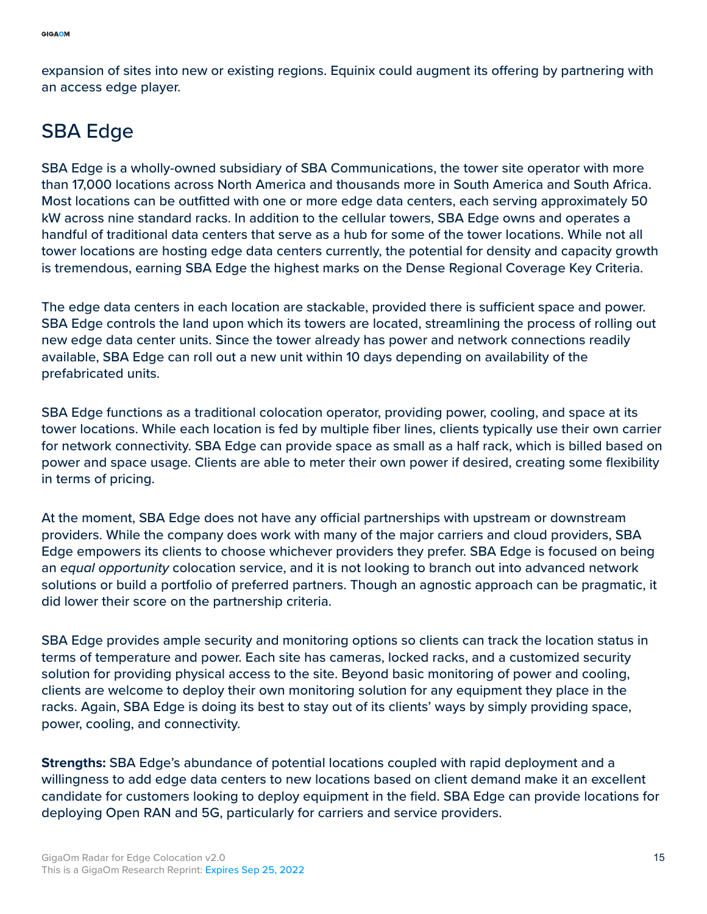expansion of sites into new or existing regions. Equinix could augment its offering by partnering with an access edge player.

## SBA Edge

SBA Edge is a wholly-owned subsidiary of SBA Communications, the tower site operator with more than 17,000 locations across North America and thousands more in South America and South Africa. Most locations can be outfitted with one or more edge data centers, each serving approximately 50 kW across nine standard racks. In addition to the cellular towers, SBA Edge owns and operates a handful of traditional data centers that serve as a hub for some of the tower locations. While not all tower locations are hosting edge data centers currently, the potential for density and capacity growth is tremendous, earning SBA Edge the highest marks on the Dense Regional Coverage Key Criteria.

The edge data centers in each location are stackable, provided there is sufficient space and power. SBA Edge controls the land upon which its towers are located, streamlining the process of rolling out new edge data center units. Since the tower already has power and network connections readily available, SBA Edge can roll out a new unit within 10 days depending on availability of the prefabricated units.

SBA Edge functions as a traditional colocation operator, providing power, cooling, and space at its tower locations. While each location is fed by multiple fiber lines, clients typically use their own carrier for network connectivity. SBA Edge can provide space as small as a half rack, which is billed based on power and space usage. Clients are able to meter their own power if desired, creating some flexibility in terms of pricing.

At the moment, SBA Edge does not have any official partnerships with upstream or downstream providers. While the company does work with many of the major carriers and cloud providers, SBA Edge empowers its clients to choose whichever providers they prefer. SBA Edge is focused on being an *equal opportunity* colocation service, and it is not looking to branch out into advanced network solutions or build a portfolio of preferred partners. Though an agnostic approach can be pragmatic, it did lower their score on the partnership criteria.

SBA Edge provides ample security and monitoring options so clients can track the location status in terms of temperature and power. Each site has cameras, locked racks, and a customized security solution for providing physical access to the site. Beyond basic monitoring of power and cooling, clients are welcome to deploy their own monitoring solution for any equipment they place in the racks. Again, SBA Edge is doing its best to stay out of its clients' ways by simply providing space, power, cooling, and connectivity.

**Strengths:** SBA Edge's abundance of potential locations coupled with rapid deployment and a willingness to add edge data centers to new locations based on client demand make it an excellent candidate for customers looking to deploy equipment in the field. SBA Edge can provide locations for deploying Open RAN and 5G, particularly for carriers and service providers.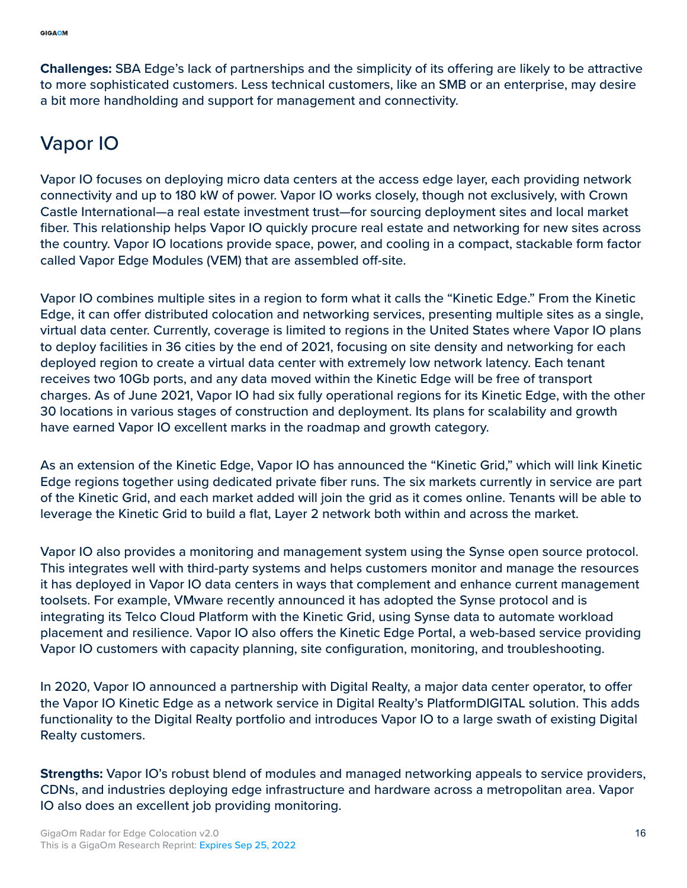**Challenges:** SBA Edge's lack of partnerships and the simplicity of its offering are likely to be attractive to more sophisticated customers. Less technical customers, like an SMB or an enterprise, may desire a bit more handholding and support for management and connectivity.

## Vapor IO

Vapor IO focuses on deploying micro data centers at the access edge layer, each providing network connectivity and up to 180 kW of power. Vapor IO works closely, though not exclusively, with Crown Castle International—a real estate investment trust—for sourcing deployment sites and local market fiber. This relationship helps Vapor IO quickly procure real estate and networking for new sites across the country. Vapor IO locations provide space, power, and cooling in a compact, stackable form factor called Vapor Edge Modules (VEM) that are assembled off-site.

Vapor IO combines multiple sites in a region to form what it calls the "Kinetic Edge." From the Kinetic Edge, it can offer distributed colocation and networking services, presenting multiple sites as a single, virtual data center. Currently, coverage is limited to regions in the United States where Vapor IO plans to deploy facilities in 36 cities by the end of 2021, focusing on site density and networking for each deployed region to create a virtual data center with extremely low network latency. Each tenant receives two 10Gb ports, and any data moved within the Kinetic Edge will be free of transport charges. As of June 2021, Vapor IO had six fully operational regions for its Kinetic Edge, with the other 30 locations in various stages of construction and deployment. Its plans for scalability and growth have earned Vapor IO excellent marks in the roadmap and growth category.

As an extension of the Kinetic Edge, Vapor IO has announced the "Kinetic Grid," which will link Kinetic Edge regions together using dedicated private fiber runs. The six markets currently in service are part of the Kinetic Grid, and each market added will join the grid as it comes online. Tenants will be able to leverage the Kinetic Grid to build a flat, Layer 2 network both within and across the market.

Vapor IO also provides a monitoring and management system using the Synse open source protocol. This integrates well with third-party systems and helps customers monitor and manage the resources it has deployed in Vapor IO data centers in ways that complement and enhance current management toolsets. For example, VMware recently announced it has adopted the Synse protocol and is integrating its Telco Cloud Platform with the Kinetic Grid, using Synse data to automate workload placement and resilience. Vapor IO also offers the Kinetic Edge Portal, a web-based service providing Vapor IO customers with capacity planning, site configuration, monitoring, and troubleshooting.

In 2020, Vapor IO announced a partnership with Digital Realty, a major data center operator, to offer the Vapor IO Kinetic Edge as a network service in Digital Realty's PlatformDIGITAL solution. This adds functionality to the Digital Realty portfolio and introduces Vapor IO to a large swath of existing Digital Realty customers.

**Strengths:** Vapor IO's robust blend of modules and managed networking appeals to service providers, CDNs, and industries deploying edge infrastructure and hardware across a metropolitan area. Vapor IO also does an excellent job providing monitoring.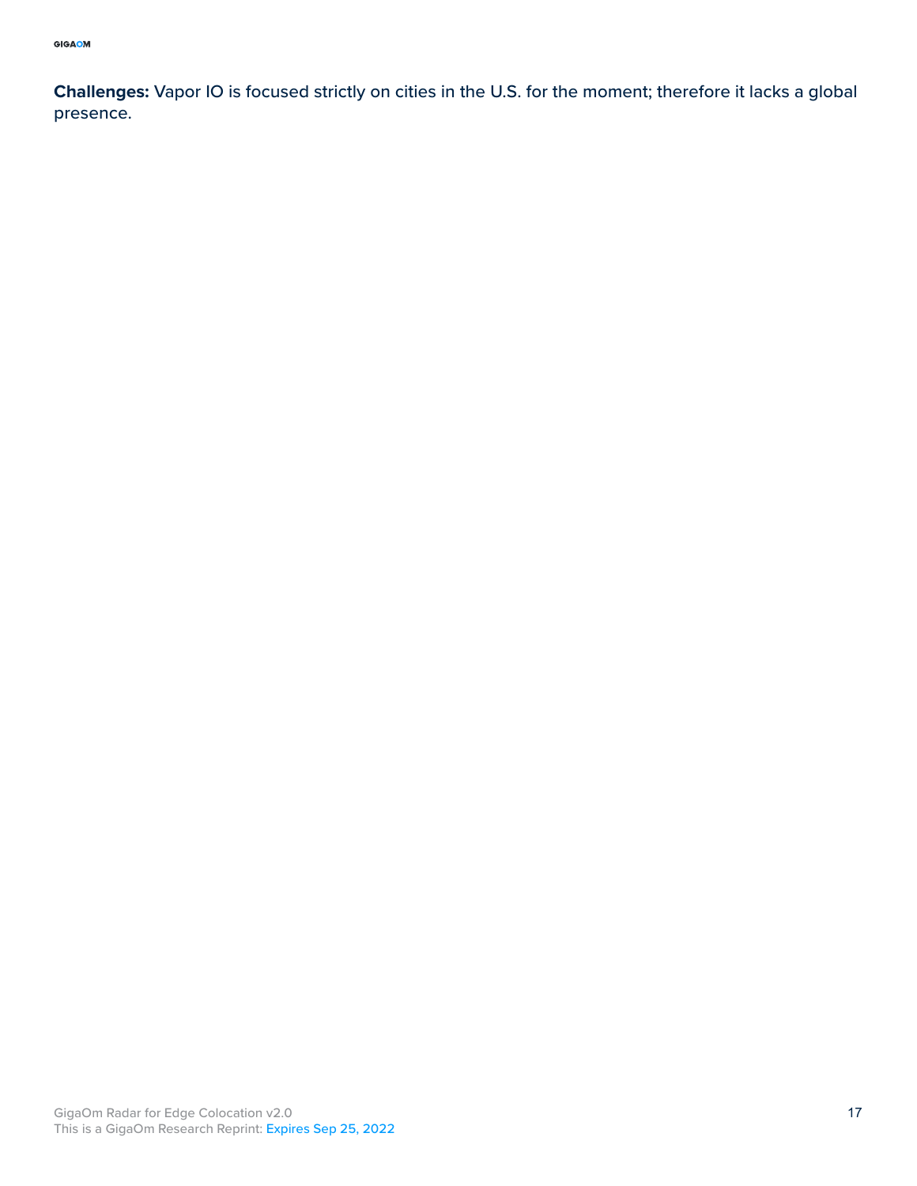**Challenges:** Vapor IO is focused strictly on cities in the U.S. for the moment; therefore it lacks a global presence.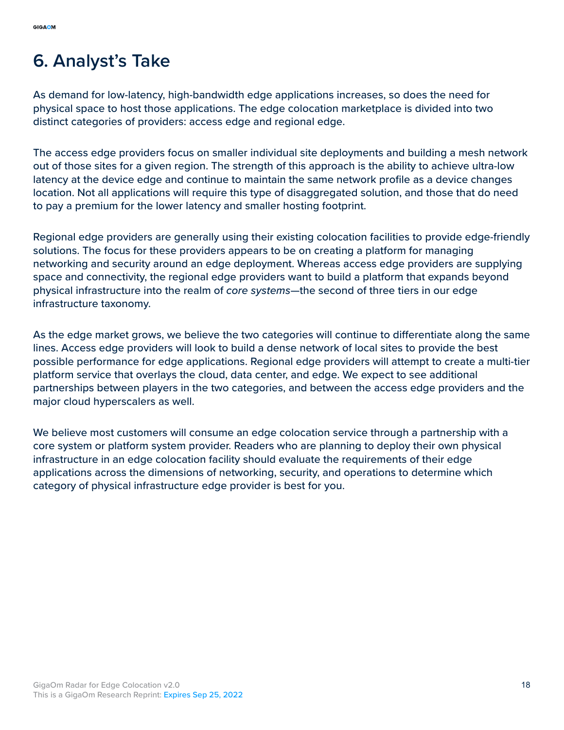# 6. Analyst's Take

As demand for low-latency, high-bandwidth edge applications increases, so does the need for physical space to host those applications. The edge colocation marketplace is divided into two distinct categories of providers: access edge and regional edge.

The access edge providers focus on smaller individual site deployments and building a mesh network out of those sites for a given region. The strength of this approach is the ability to achieve ultra-low latency at the device edge and continue to maintain the same network profile as a device changes location. Not all applications will require this type of disaggregated solution, and those that do need to pay a premium for the lower latency and smaller hosting footprint.

Regional edge providers are generally using their existing colocation facilities to provide edge-friendly solutions. The focus for these providers appears to be on creating a platform for managing networking and security around an edge deployment. Whereas access edge providers are supplying space and connectivity, the regional edge providers want to build a platform that expands beyond physical infrastructure into the realm of *core systems*—the second of three tiers in our edge infrastructure taxonomy.

As the edge market grows, we believe the two categories will continue to differentiate along the same lines. Access edge providers will look to build a dense network of local sites to provide the best possible performance for edge applications. Regional edge providers will attempt to create a multi-tier platform service that overlays the cloud, data center, and edge. We expect to see additional partnerships between players in the two categories, and between the access edge providers and the major cloud hyperscalers as well.

We believe most customers will consume an edge colocation service through a partnership with a core system or platform system provider. Readers who are planning to deploy their own physical infrastructure in an edge colocation facility should evaluate the requirements of their edge applications across the dimensions of networking, security, and operations to determine which category of physical infrastructure edge provider is best for you.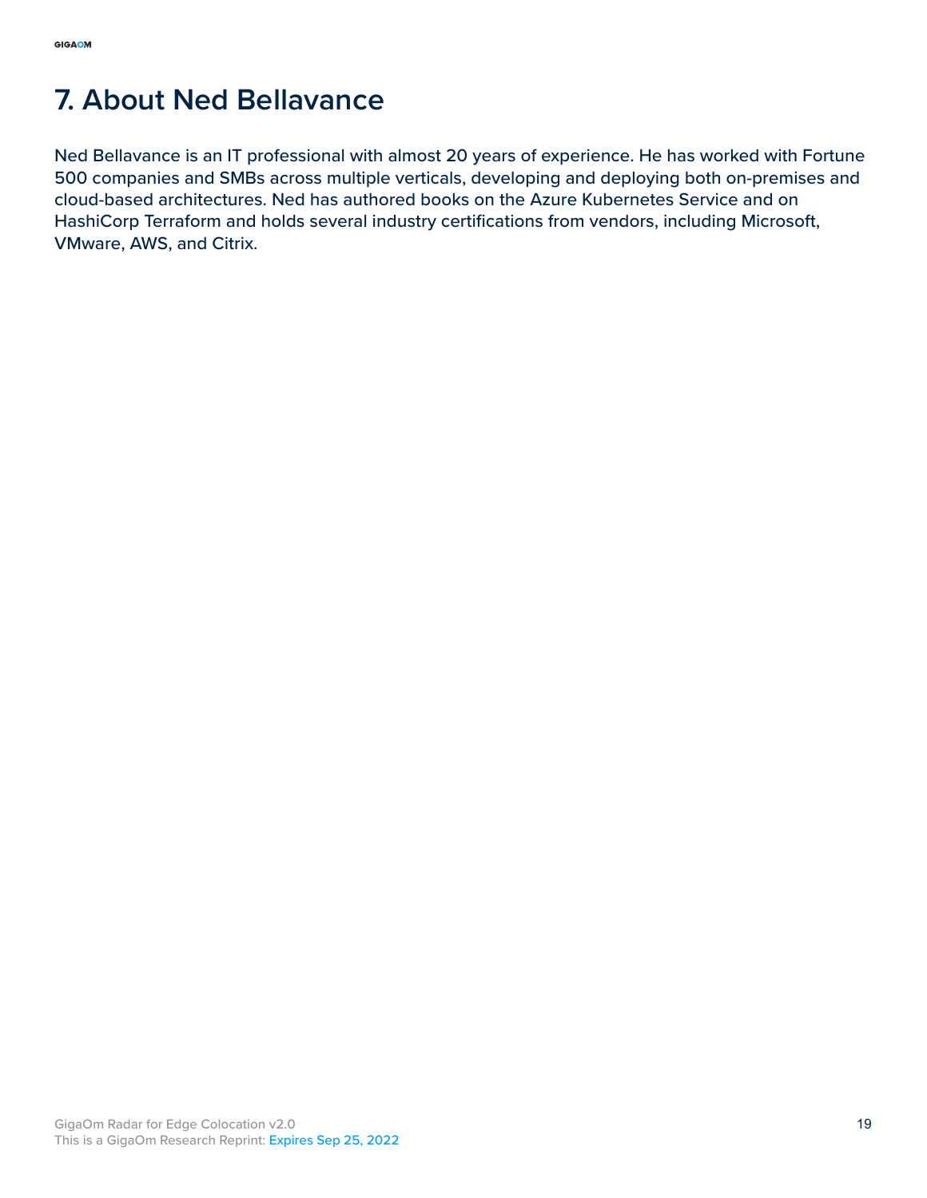# 7. About Ned Bellavance

Ned Bellavance is an IT professional with almost 20 years of experience. He has worked with Fortune 500 companies and SMBs across multiple verticals, developing and deploying both on-premises and cloud-based architectures. Ned has authored books on the Azure Kubernetes Service and on HashiCorp Terraform and holds several industry certifications from vendors, including Microsoft, VMware, AWS, and Citrix.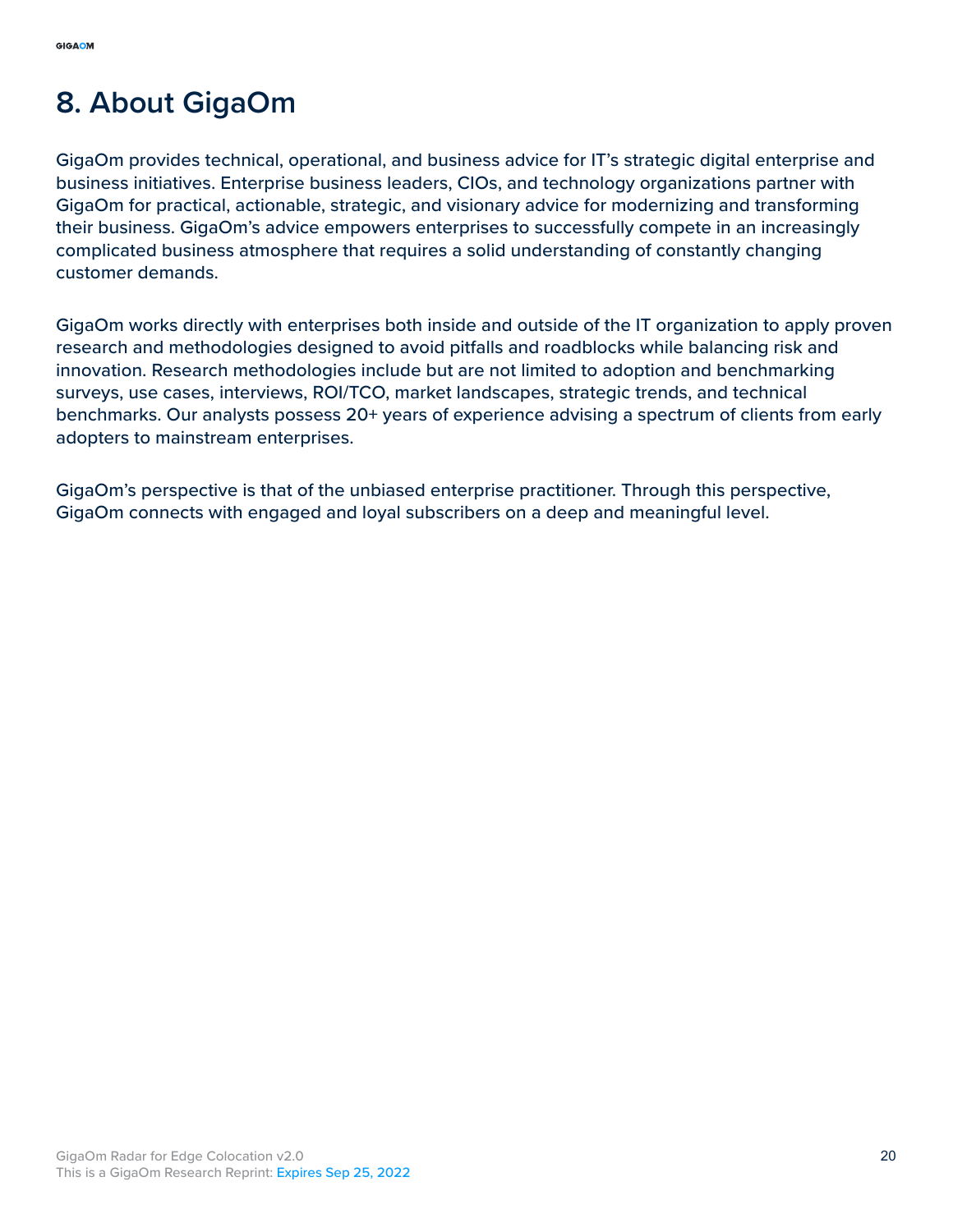# 8. About GigaOm

GigaOm provides technical, operational, and business advice for IT's strategic digital enterprise and business initiatives. Enterprise business leaders, CIOs, and technology organizations partner with GigaOm for practical, actionable, strategic, and visionary advice for modernizing and transforming their business. GigaOm's advice empowers enterprises to successfully compete in an increasingly complicated business atmosphere that requires a solid understanding of constantly changing customer demands.

GigaOm works directly with enterprises both inside and outside of the IT organization to apply proven research and methodologies designed to avoid pitfalls and roadblocks while balancing risk and innovation. Research methodologies include but are not limited to adoption and benchmarking surveys, use cases, interviews, ROI/TCO, market landscapes, strategic trends, and technical benchmarks. Our analysts possess 20+ years of experience advising a spectrum of clients from early adopters to mainstream enterprises.

GigaOm's perspective is that of the unbiased enterprise practitioner. Through this perspective, GigaOm connects with engaged and loyal subscribers on a deep and meaningful level.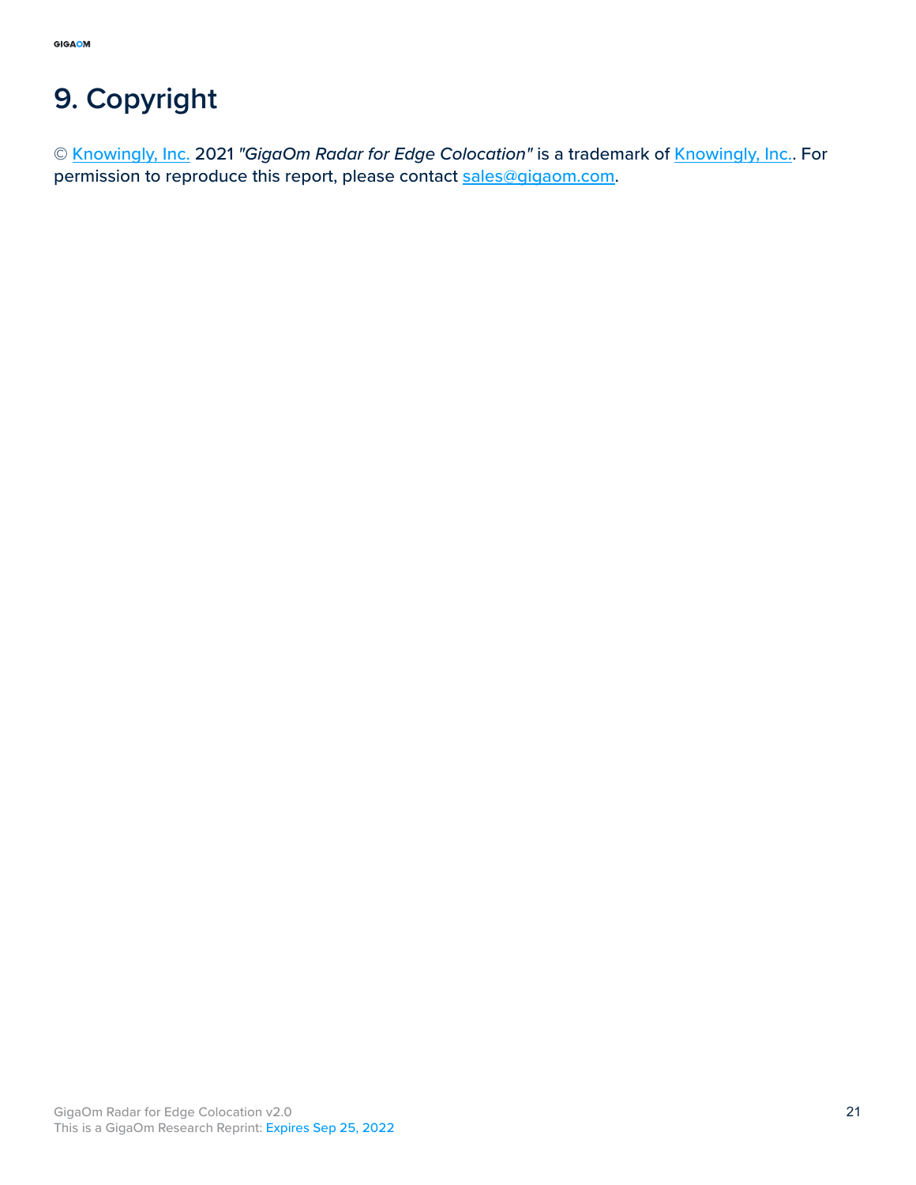# 9. Copyright

© Knowingly, Inc. 2021 *"GigaOm Radar for Edge Colocation"* is a trademark of Knowingly, Inc.. For permission to reproduce this report, please contact sales@gigaom.com.